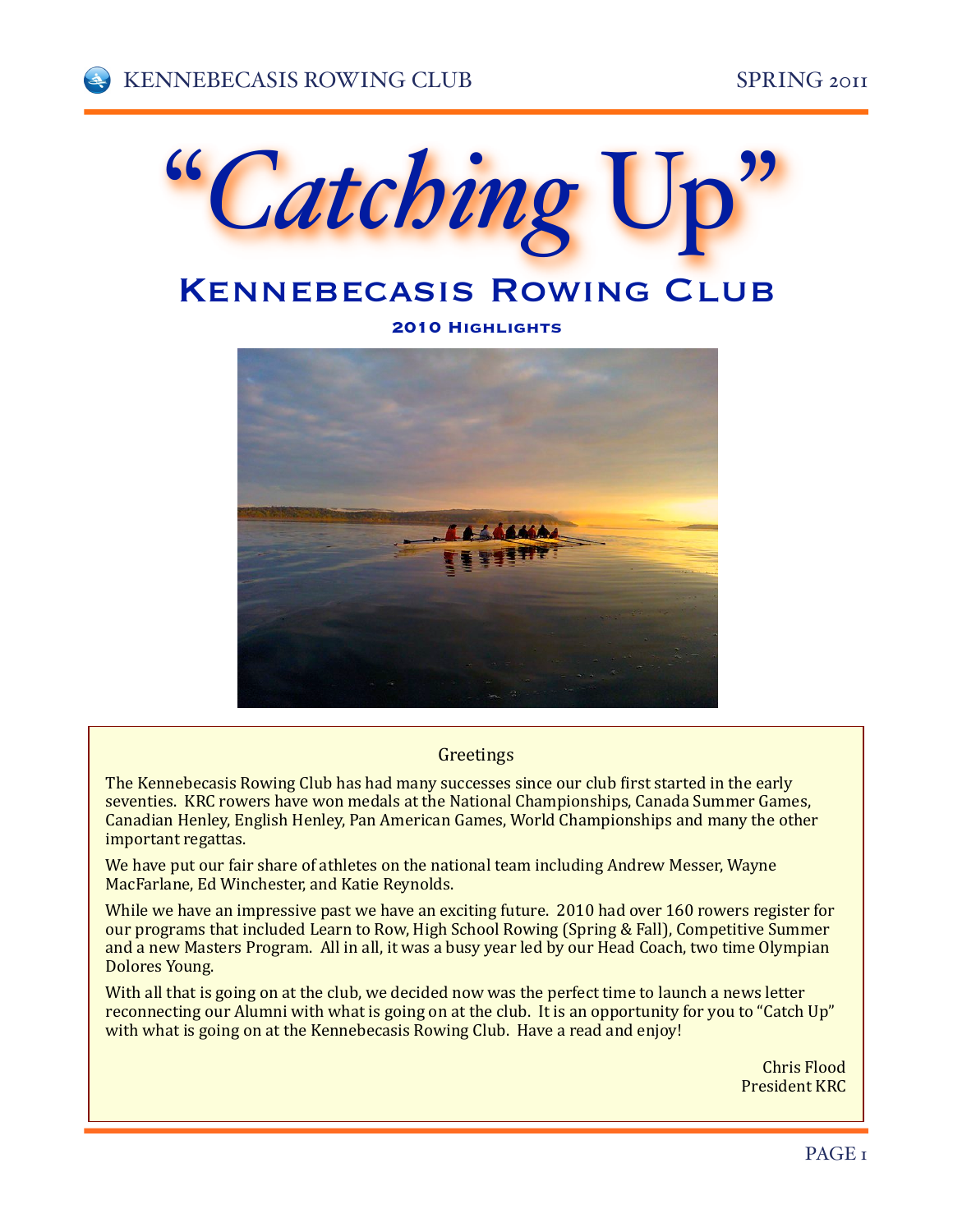# "Catching Up"

## Kennebecasis Rowing Club

### 2010 Highlights

Greetings

The Kennebecasis Rowing Club has had many successes since our club first started in the early seventies. KRC rowers have won medals at the National Championships, Canada Summer Games, Canadian Henley, English Henley, Pan American Games, World Championships and many the other important regattas.

We have put our fair share of athletes on the national team including Andrew Messer, Wayne MacFarlane, Ed Winchester, and Katie Reynolds.

While we have an impressive past we have an exciting future. 2010 had over 160 rowers register for our programs that included Learn to Row, High School Rowing (Spring & Fall), Competitive Summer and a new Masters Program. All in all, it was a busy year led by our Head Coach, two time Olympian Dolores Young.

With all that is going on at the club, we decided now was the perfect time to launch a news letter reconnecting our Alumni with what is going on at the club. It is an opportunity for you to "Catch Up" with what is going on at the Kennebecasis Rowing Club. Have a read and enjoy!

Chris Flood
President KRC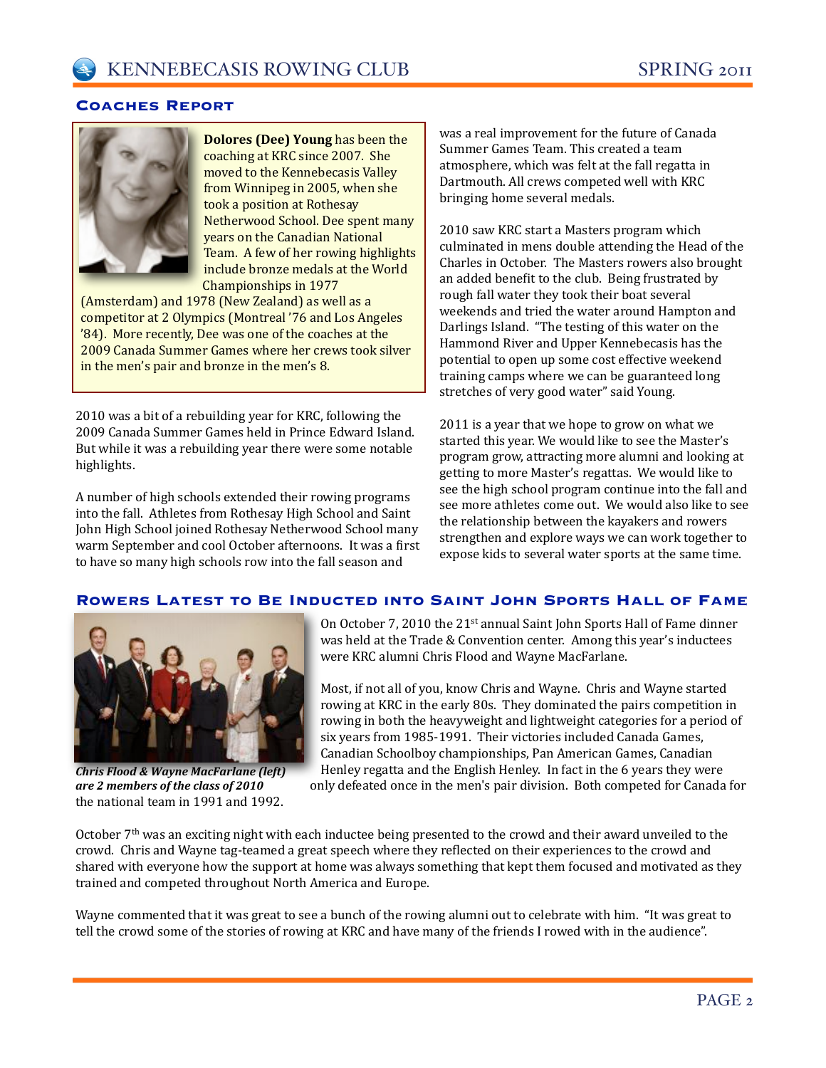## Coaches Report

**Dolores (Dee) Young** has been the coaching at KRC since 2007. She moved to the Kennebecasis Valley from Winnipeg in 2005, when she took a position at Rothesay Netherwood School. Dee spent many years on the Canadian National Team. A few of her rowing highlights include bronze medals at the World Championships in 1977 (Amsterdam) and 1978 (New Zealand) as well as a competitor at 2 Olympics (Montreal '76 and Los Angeles '84). More recently, Dee was one of the coaches at the 2009 Canada Summer Games where her crews took silver in the men's pair and bronze in the men's 8.

2010 was a bit of a rebuilding year for KRC, following the 2009 Canada Summer Games held in Prince Edward Island. But while it was a rebuilding year there were some notable highlights.

A number of high schools extended their rowing programs into the fall. Athletes from Rothesay High School and Saint John High School joined Rothesay Netherwood School many warm September and cool October afternoons. It was a first to have so many high schools row into the fall season and was a real improvement for the future of Canada Summer Games Team. This created a team atmosphere, which was felt at the fall regatta in Dartmouth. All crews competed well with KRC bringing home several medals.

2010 saw KRC start a Masters program which culminated in mens double attending the Head of the Charles in October. The Masters rowers also brought an added benefit to the club. Being frustrated by rough fall water they took their boat several weekends and tried the water around Hampton and Darlings Island. "The testing of this water on the Hammond River and Upper Kennebecasis has the potential to open up some cost effective weekend training camps where we can be guaranteed long stretches of very good water" said Young.

2011 is a year that we hope to grow on what we started this year. We would like to see the Master's program grow, attracting more alumni and looking at getting to more Master's regattas. We would like to see the high school program continue into the fall and see more athletes come out. We would also like to see the relationship between the kayakers and rowers strengthen and explore ways we can work together to expose kids to several water sports at the same time.

## Rowers Latest to Be Inducted into Saint John Sports Hall of Fame

*Chris Flood & Wayne MacFarlane (left) are 2 members of the class of 2010*

On October 7, 2010 the 21st annual Saint John Sports Hall of Fame dinner was held at the Trade & Convention center. Among this year's inductees were KRC alumni Chris Flood and Wayne MacFarlane.

Most, if not all of you, know Chris and Wayne. Chris and Wayne started rowing at KRC in the early 80s. They dominated the pairs competition in rowing in both the heavyweight and lightweight categories for a period of six years from 1985-1991. Their victories included Canada Games, Canadian Schoolboy championships, Pan American Games, Canadian Henley regatta and the English Henley. In fact in the 6 years they were only defeated once in the men's pair division. Both competed for Canada for the national team in 1991 and 1992.

October 7th was an exciting night with each inductee being presented to the crowd and their award unveiled to the crowd. Chris and Wayne tag-teamed a great speech where they reflected on their experiences to the crowd and shared with everyone how the support at home was always something that kept them focused and motivated as they trained and competed throughout North America and Europe.

Wayne commented that it was great to see a bunch of the rowing alumni out to celebrate with him. "It was great to tell the crowd some of the stories of rowing at KRC and have many of the friends I rowed with in the audience".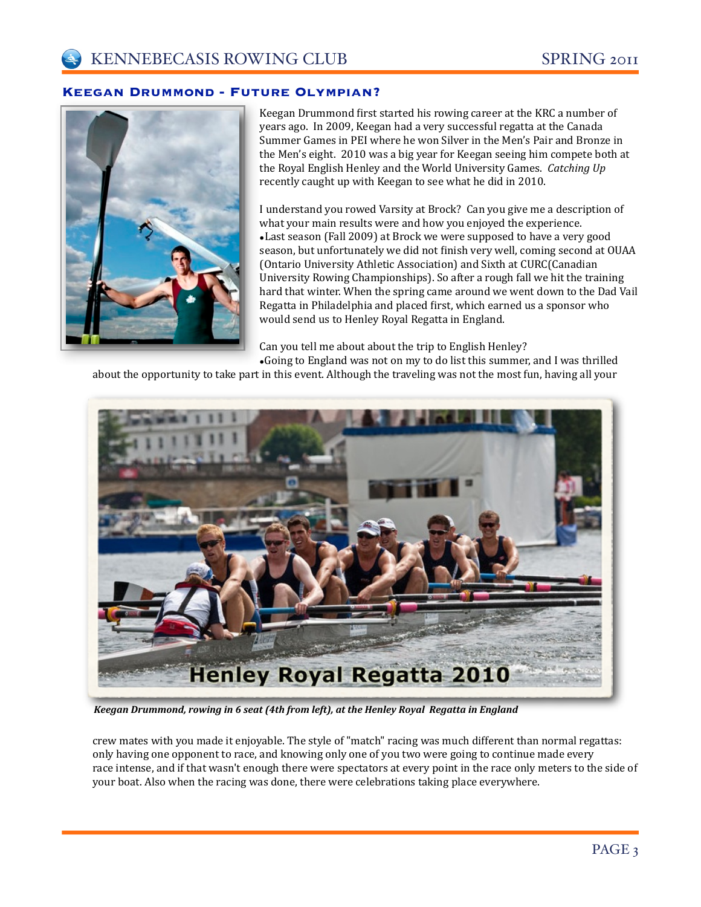## Keegan Drummond - Future Olympian?

Keegan Drummond first started his rowing career at the KRC a number of years ago. In 2009, Keegan had a very successful regatta at the Canada Summer Games in PEI where he won Silver in the Men's Pair and Bronze in the Men's eight. 2010 was a big year for Keegan seeing him compete both at the Royal English Henley and the World University Games. *Catching Up* recently caught up with Keegan to see what he did in 2010.

I understand you rowed Varsity at Brock? Can you give me a description of what your main results were and how you enjoyed the experience.

- Last season (Fall 2009) at Brock we were supposed to have a very good season, but unfortunately we did not finish very well, coming second at OUAA (Ontario University Athletic Association) and Sixth at CURC(Canadian University Rowing Championships). So after a rough fall we hit the training hard that winter. When the spring came around we went down to the Dad Vail Regatta in Philadelphia and placed first, which earned us a sponsor who would send us to Henley Royal Regatta in England.

Can you tell me about about the trip to English Henley?

- Going to England was not on my to do list this summer, and I was thrilled about the opportunity to take part in this event. Although the traveling was not the most fun, having all your crew mates with you made it enjoyable. The style of "match" racing was much different than normal regattas: only having one opponent to race, and knowing only one of you two were going to continue made every race intense, and if that wasn't enough there were spectators at every point in the race only meters to the side of your boat. Also when the racing was done, there were celebrations taking place everywhere.

Henley Royal Regatta 2010

***Keegan Drummond, rowing in 6 seat (4th from left), at the Henley Royal Regatta in England***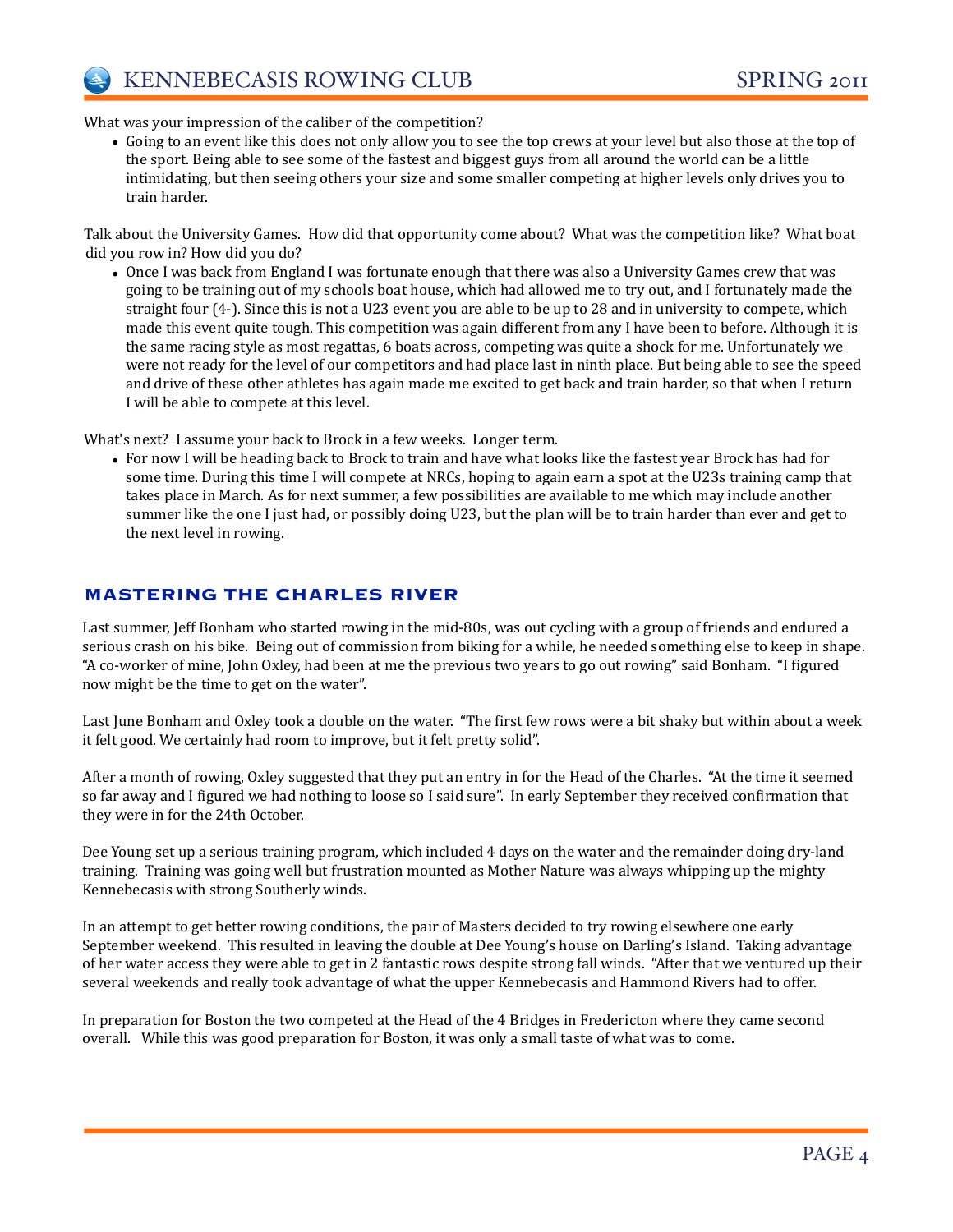What was your impression of the caliber of the competition?

- Going to an event like this does not only allow you to see the top crews at your level but also those at the top of the sport. Being able to see some of the fastest and biggest guys from all around the world can be a little intimidating, but then seeing others your size and some smaller competing at higher levels only drives you to train harder.

Talk about the University Games. How did that opportunity come about? What was the competition like? What boat did you row in? How did you do?

- Once I was back from England I was fortunate enough that there was also a University Games crew that was going to be training out of my schools boat house, which had allowed me to try out, and I fortunately made the straight four (4-). Since this is not a U23 event you are able to be up to 28 and in university to compete, which made this event quite tough. This competition was again different from any I have been to before. Although it is the same racing style as most regattas, 6 boats across, competing was quite a shock for me. Unfortunately we were not ready for the level of our competitors and had place last in ninth place. But being able to see the speed and drive of these other athletes has again made me excited to get back and train harder, so that when I return I will be able to compete at this level.

What's next? I assume your back to Brock in a few weeks. Longer term.

- For now I will be heading back to Brock to train and have what looks like the fastest year Brock has had for some time. During this time I will compete at NRCs, hoping to again earn a spot at the U23s training camp that takes place in March. As for next summer, a few possibilities are available to me which may include another summer like the one I just had, or possibly doing U23, but the plan will be to train harder than ever and get to the next level in rowing.

## MASTERING THE CHARLES RIVER

Last summer, Jeff Bonham who started rowing in the mid-80s, was out cycling with a group of friends and endured a serious crash on his bike. Being out of commission from biking for a while, he needed something else to keep in shape. "A co-worker of mine, John Oxley, had been at me the previous two years to go out rowing" said Bonham. "I figured now might be the time to get on the water".

Last June Bonham and Oxley took a double on the water. "The first few rows were a bit shaky but within about a week it felt good. We certainly had room to improve, but it felt pretty solid".

After a month of rowing, Oxley suggested that they put an entry in for the Head of the Charles. "At the time it seemed so far away and I figured we had nothing to loose so I said sure". In early September they received confirmation that they were in for the 24th October.

Dee Young set up a serious training program, which included 4 days on the water and the remainder doing dry-land training. Training was going well but frustration mounted as Mother Nature was always whipping up the mighty Kennebecasis with strong Southerly winds.

In an attempt to get better rowing conditions, the pair of Masters decided to try rowing elsewhere one early September weekend. This resulted in leaving the double at Dee Young's house on Darling's Island. Taking advantage of her water access they were able to get in 2 fantastic rows despite strong fall winds. "After that we ventured up their several weekends and really took advantage of what the upper Kennebecasis and Hammond Rivers had to offer.

In preparation for Boston the two competed at the Head of the 4 Bridges in Fredericton where they came second overall. While this was good preparation for Boston, it was only a small taste of what was to come.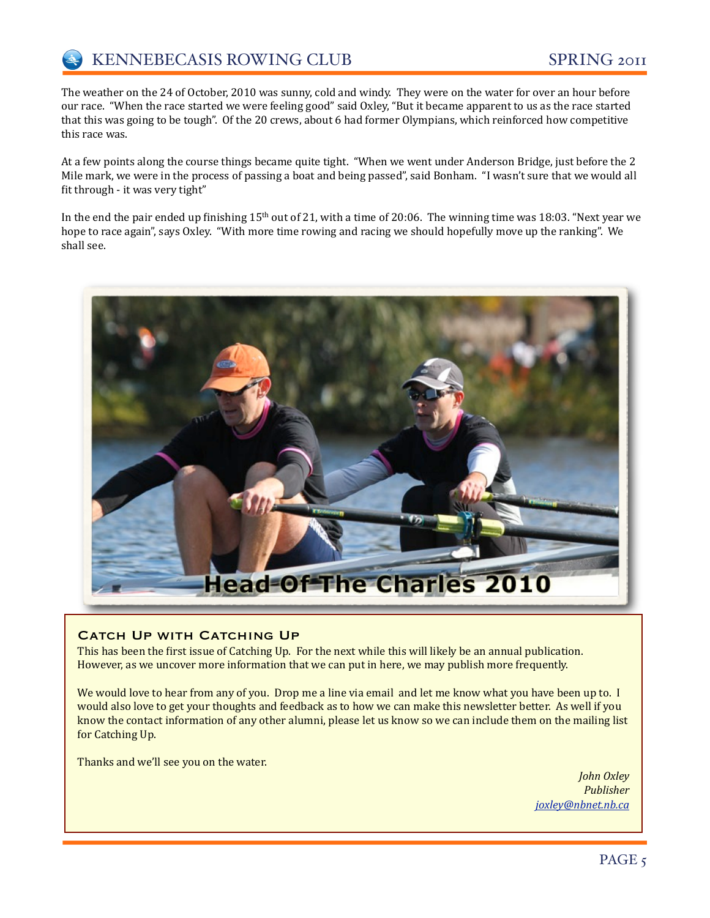The weather on the 24 of October, 2010 was sunny, cold and windy. They were on the water for over an hour before our race. "When the race started we were feeling good" said Oxley, "But it became apparent to us as the race started that this was going to be tough". Of the 20 crews, about 6 had former Olympians, which reinforced how competitive this race was.

At a few points along the course things became quite tight. "When we went under Anderson Bridge, just before the 2 Mile mark, we were in the process of passing a boat and being passed", said Bonham. "I wasn't sure that we would all fit through - it was very tight"

In the end the pair ended up finishing 15th out of 21, with a time of 20:06. The winning time was 18:03. "Next year we hope to race again", says Oxley. "With more time rowing and racing we should hopefully move up the ranking". We shall see.

Head Of The Charles 2010

## Catch Up with Catching Up

This has been the first issue of Catching Up. For the next while this will likely be an annual publication. However, as we uncover more information that we can put in here, we may publish more frequently.

We would love to hear from any of you. Drop me a line via email and let me know what you have been up to. I would also love to get your thoughts and feedback as to how we can make this newsletter better. As well if you know the contact information of any other alumni, please let us know so we can include them on the mailing list for Catching Up.

Thanks and we'll see you on the water.

*John Oxley*
*Publisher*
*joxley@nbnet.nb.ca*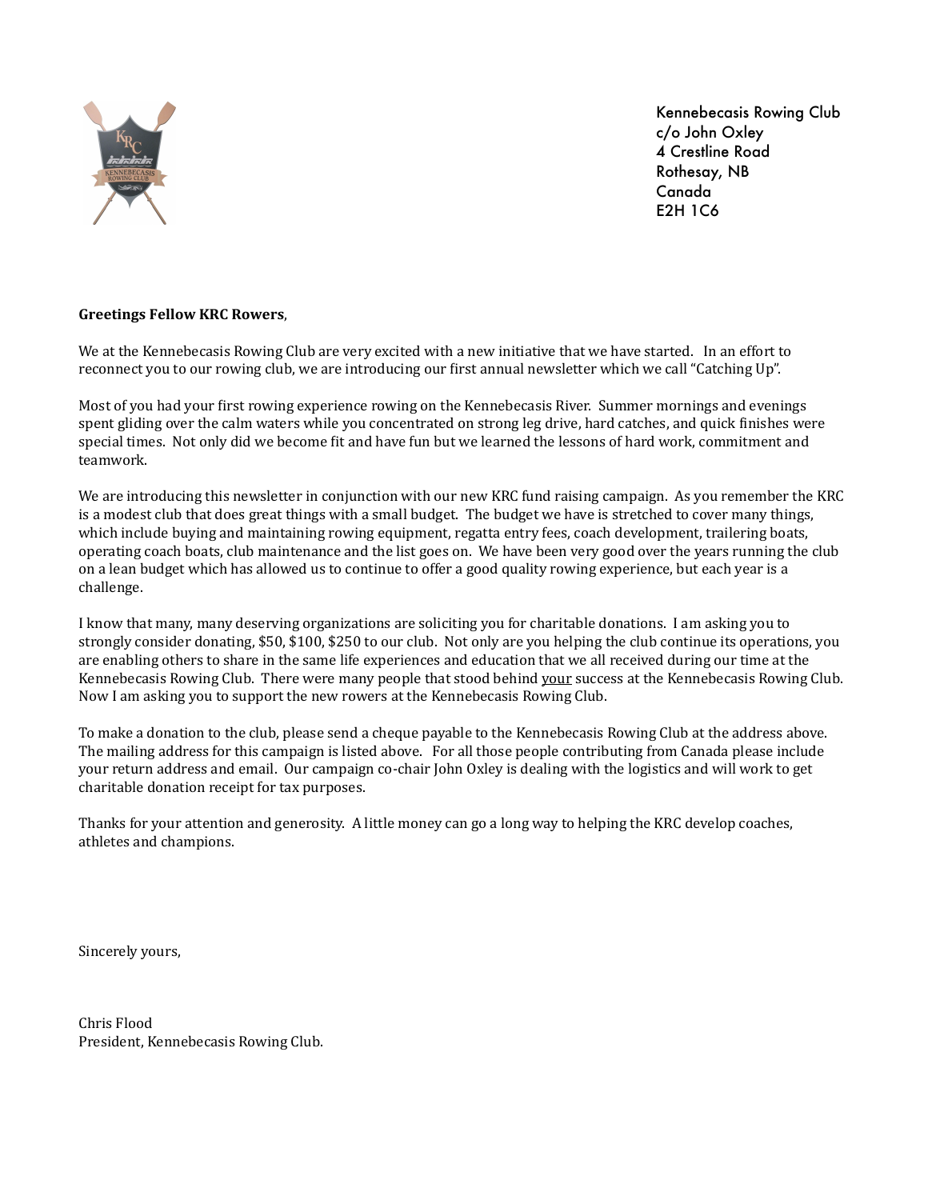Kennebecasis Rowing Club
c/o John Oxley
4 Crestline Road
Rothesay, NB
Canada
E2H 1C6

**Greetings Fellow KRC Rowers**,

We at the Kennebecasis Rowing Club are very excited with a new initiative that we have started. In an effort to reconnect you to our rowing club, we are introducing our first annual newsletter which we call "Catching Up".

Most of you had your first rowing experience rowing on the Kennebecasis River. Summer mornings and evenings spent gliding over the calm waters while you concentrated on strong leg drive, hard catches, and quick finishes were special times. Not only did we become fit and have fun but we learned the lessons of hard work, commitment and teamwork.

We are introducing this newsletter in conjunction with our new KRC fund raising campaign. As you remember the KRC is a modest club that does great things with a small budget. The budget we have is stretched to cover many things, which include buying and maintaining rowing equipment, regatta entry fees, coach development, trailering boats, operating coach boats, club maintenance and the list goes on. We have been very good over the years running the club on a lean budget which has allowed us to continue to offer a good quality rowing experience, but each year is a challenge.

I know that many, many deserving organizations are soliciting you for charitable donations. I am asking you to strongly consider donating, $50, $100, $250 to our club. Not only are you helping the club continue its operations, you are enabling others to share in the same life experiences and education that we all received during our time at the Kennebecasis Rowing Club. There were many people that stood behind <u>your</u> success at the Kennebecasis Rowing Club. Now I am asking you to support the new rowers at the Kennebecasis Rowing Club.

To make a donation to the club, please send a cheque payable to the Kennebecasis Rowing Club at the address above. The mailing address for this campaign is listed above. For all those people contributing from Canada please include your return address and email. Our campaign co-chair John Oxley is dealing with the logistics and will work to get charitable donation receipt for tax purposes.

Thanks for your attention and generosity. A little money can go a long way to helping the KRC develop coaches, athletes and champions.

Sincerely yours,

Chris Flood
President, Kennebecasis Rowing Club.